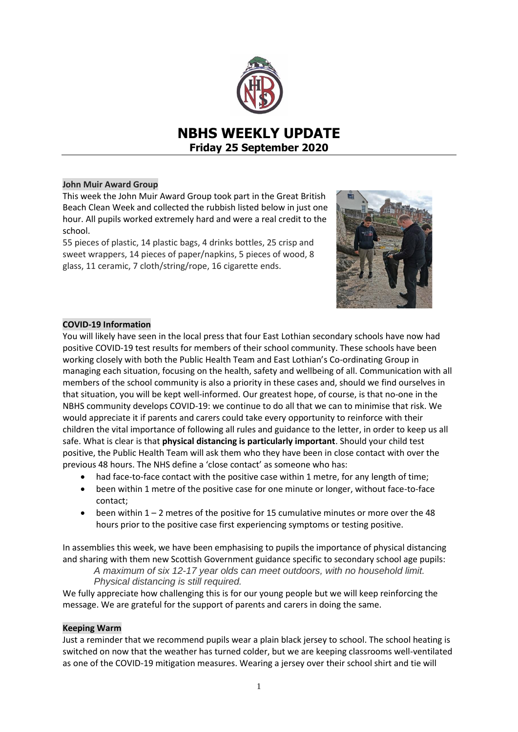# NBHS WEEKLY UPDATE

**Friday 25 September 2020**

## John Muir Award Group

This week the John Muir Award Group took part in the Great British Beach Clean Week and collected the rubbish listed below in just one hour. All pupils worked extremely hard and were a real credit to the school.

55 pieces of plastic, 14 plastic bags, 4 drinks bottles, 25 crisp and sweet wrappers, 14 pieces of paper/napkins, 5 pieces of wood, 8 glass, 11 ceramic, 7 cloth/string/rope, 16 cigarette ends.

## COVID-19 Information

You will likely have seen in the local press that four East Lothian secondary schools have now had positive COVID-19 test results for members of their school community. These schools have been working closely with both the Public Health Team and East Lothian's Co-ordinating Group in managing each situation, focusing on the health, safety and wellbeing of all. Communication with all members of the school community is also a priority in these cases and, should we find ourselves in that situation, you will be kept well-informed. Our greatest hope, of course, is that no-one in the NBHS community develops COVID-19: we continue to do all that we can to minimise that risk. We would appreciate it if parents and carers could take every opportunity to reinforce with their children the vital importance of following all rules and guidance to the letter, in order to keep us all safe. What is clear is that **physical distancing is particularly important**. Should your child test positive, the Public Health Team will ask them who they have been in close contact with over the previous 48 hours. The NHS define a 'close contact' as someone who has:

- had face-to-face contact with the positive case within 1 metre, for any length of time;
- been within 1 metre of the positive case for one minute or longer, without face-to-face contact;
- been within 1 – 2 metres of the positive for 15 cumulative minutes or more over the 48 hours prior to the positive case first experiencing symptoms or testing positive.

In assemblies this week, we have been emphasising to pupils the importance of physical distancing and sharing with them new Scottish Government guidance specific to secondary school age pupils:

> *A maximum of six 12-17 year olds can meet outdoors, with no household limit. Physical distancing is still required.*

We fully appreciate how challenging this is for our young people but we will keep reinforcing the message. We are grateful for the support of parents and carers in doing the same.

## Keeping Warm

Just a reminder that we recommend pupils wear a plain black jersey to school. The school heating is switched on now that the weather has turned colder, but we are keeping classrooms well-ventilated as one of the COVID-19 mitigation measures. Wearing a jersey over their school shirt and tie will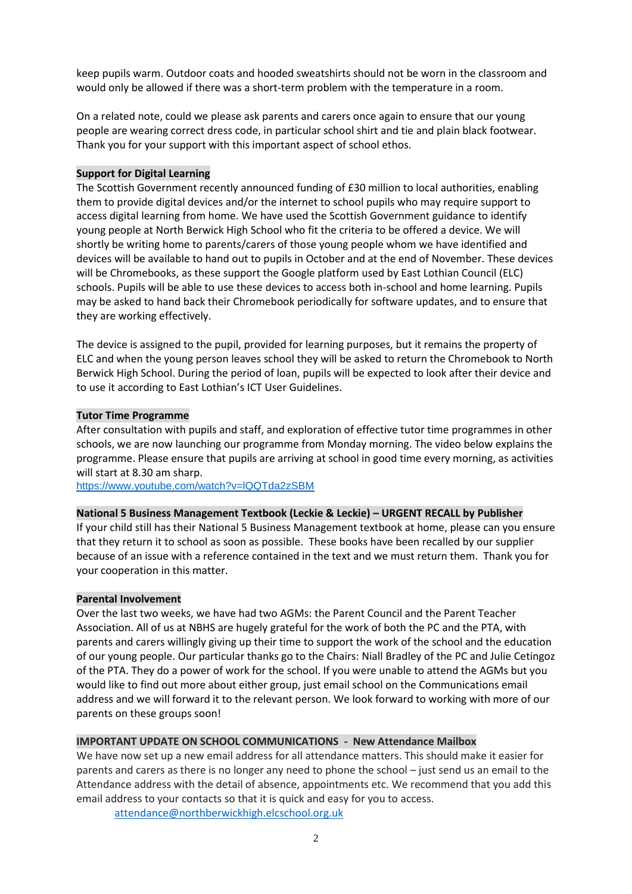keep pupils warm. Outdoor coats and hooded sweatshirts should not be worn in the classroom and would only be allowed if there was a short-term problem with the temperature in a room.

On a related note, could we please ask parents and carers once again to ensure that our young people are wearing correct dress code, in particular school shirt and tie and plain black footwear. Thank you for your support with this important aspect of school ethos.

**Support for Digital Learning**

The Scottish Government recently announced funding of £30 million to local authorities, enabling them to provide digital devices and/or the internet to school pupils who may require support to access digital learning from home. We have used the Scottish Government guidance to identify young people at North Berwick High School who fit the criteria to be offered a device. We will shortly be writing home to parents/carers of those young people whom we have identified and devices will be available to hand out to pupils in October and at the end of November. These devices will be Chromebooks, as these support the Google platform used by East Lothian Council (ELC) schools. Pupils will be able to use these devices to access both in-school and home learning. Pupils may be asked to hand back their Chromebook periodically for software updates, and to ensure that they are working effectively.

The device is assigned to the pupil, provided for learning purposes, but it remains the property of ELC and when the young person leaves school they will be asked to return the Chromebook to North Berwick High School. During the period of loan, pupils will be expected to look after their device and to use it according to East Lothian's ICT User Guidelines.

**Tutor Time Programme**

After consultation with pupils and staff, and exploration of effective tutor time programmes in other schools, we are now launching our programme from Monday morning. The video below explains the programme. Please ensure that pupils are arriving at school in good time every morning, as activities will start at 8.30 am sharp.

https://www.youtube.com/watch?v=lQQTda2zSBM

**National 5 Business Management Textbook (Leckie & Leckie) – URGENT RECALL by Publisher**

If your child still has their National 5 Business Management textbook at home, please can you ensure that they return it to school as soon as possible. These books have been recalled by our supplier because of an issue with a reference contained in the text and we must return them. Thank you for your cooperation in this matter.

**Parental Involvement**

Over the last two weeks, we have had two AGMs: the Parent Council and the Parent Teacher Association. All of us at NBHS are hugely grateful for the work of both the PC and the PTA, with parents and carers willingly giving up their time to support the work of the school and the education of our young people. Our particular thanks go to the Chairs: Niall Bradley of the PC and Julie Cetingoz of the PTA. They do a power of work for the school. If you were unable to attend the AGMs but you would like to find out more about either group, just email school on the Communications email address and we will forward it to the relevant person. We look forward to working with more of our parents on these groups soon!

**IMPORTANT UPDATE ON SCHOOL COMMUNICATIONS - New Attendance Mailbox**

We have now set up a new email address for all attendance matters. This should make it easier for parents and carers as there is no longer any need to phone the school – just send us an email to the Attendance address with the detail of absence, appointments etc. We recommend that you add this email address to your contacts so that it is quick and easy for you to access.

attendance@northberwickhigh.elcschool.org.uk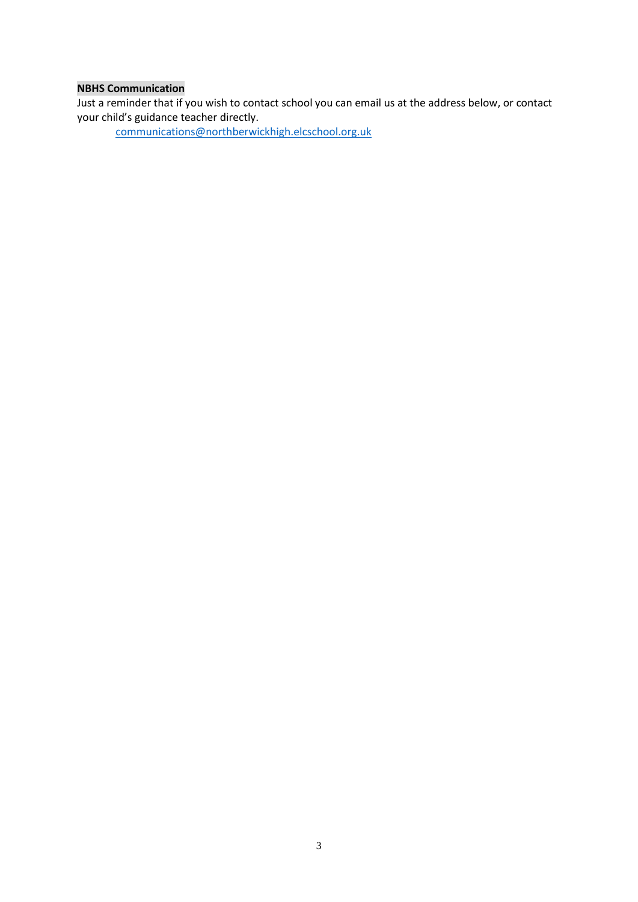**NBHS Communication**

Just a reminder that if you wish to contact school you can email us at the address below, or contact your child's guidance teacher directly.

communications@northberwickhigh.elcschool.org.uk